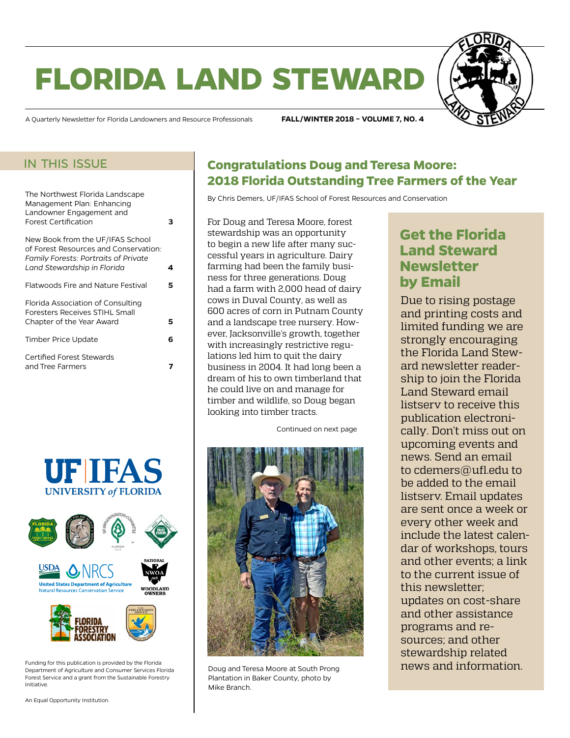# FLORIDA LAND STEWARD

A Quarterly Newsletter for Florida Landowners and Resource Professionals

**FALL/WINTER 2018 – VOLUME 7, NO. 4**

## IN THIS ISSUE

| | |
|---|---|
| The Northwest Florida Landscape Management Plan: Enhancing Landowner Engagement and Forest Certification | 3 |
| New Book from the UF/IFAS School of Forest Resources and Conservation: *Family Forests: Portraits of Private Land Stewardship in Florida* | 4 |
| Flatwoods Fire and Nature Festival | 5 |
| Florida Association of Consulting Foresters Receives STIHL Small Chapter of the Year Award | 5 |
| Timber Price Update | 6 |
| Certified Forest Stewards and Tree Farmers | 7 |

Funding for this publication is provided by the Florida Department of Agriculture and Consumer Services Florida Forest Service and a grant from the Sustainable Forestry Initiative.

An Equal Opportunity Institution.

## Congratulations Doug and Teresa Moore: 2018 Florida Outstanding Tree Farmers of the Year

By Chris Demers, UF/IFAS School of Forest Resources and Conservation

For Doug and Teresa Moore, forest stewardship was an opportunity to begin a new life after many successful years in agriculture. Dairy farming had been the family business for three generations. Doug had a farm with 2,000 head of dairy cows in Duval County, as well as 600 acres of corn in Putnam County and a landscape tree nursery. However, Jacksonville's growth, together with increasingly restrictive regulations led him to quit the dairy business in 2004. It had long been a dream of his to own timberland that he could live on and manage for timber and wildlife, so Doug began looking into timber tracts.

Continued on next page

Doug and Teresa Moore at South Prong Plantation in Baker County, photo by Mike Branch.

## Get the Florida Land Steward Newsletter by Email

Due to rising postage and printing costs and limited funding we are strongly encouraging the Florida Land Steward newsletter readership to join the Florida Land Steward email listserv to receive this publication electronically. Don't miss out on upcoming events and news. Send an email to cdemers@ufl.edu to be added to the email listserv. Email updates are sent once a week or every other week and include the latest calendar of workshops, tours and other events; a link to the current issue of this newsletter; updates on cost-share and other assistance programs and resources; and other stewardship related news and information.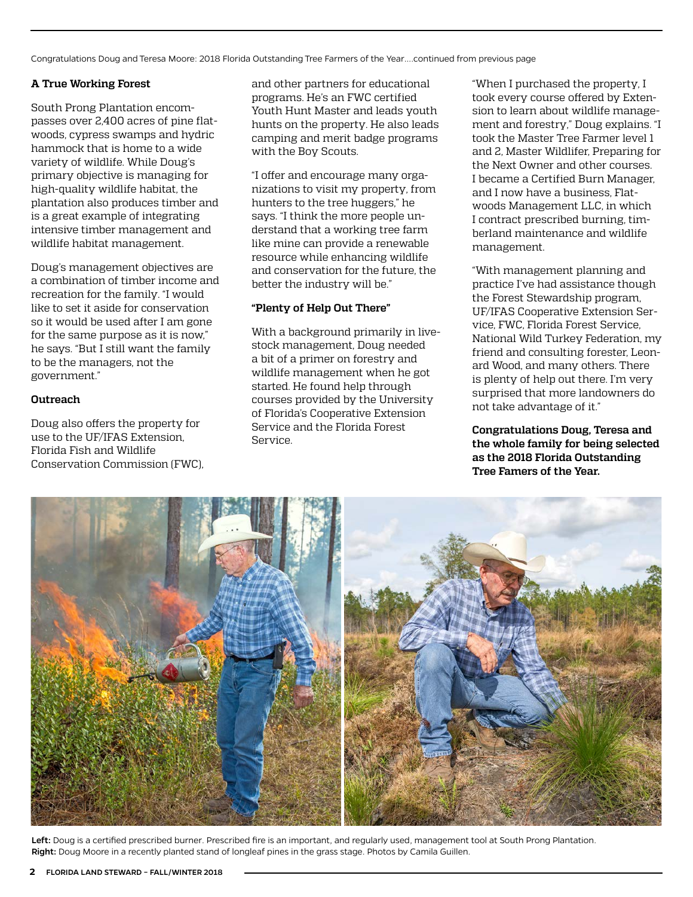Congratulations Doug and Teresa Moore: 2018 Florida Outstanding Tree Farmers of the Year....continued from previous page

**A True Working Forest**

South Prong Plantation encompasses over 2,400 acres of pine flatwoods, cypress swamps and hydric hammock that is home to a wide variety of wildlife. While Doug's primary objective is managing for high-quality wildlife habitat, the plantation also produces timber and is a great example of integrating intensive timber management and wildlife habitat management.

Doug's management objectives are a combination of timber income and recreation for the family. "I would like to set it aside for conservation so it would be used after I am gone for the same purpose as it is now," he says. "But I still want the family to be the managers, not the government."

**Outreach**

Doug also offers the property for use to the UF/IFAS Extension, Florida Fish and Wildlife Conservation Commission (FWC), and other partners for educational programs. He's an FWC certified Youth Hunt Master and leads youth hunts on the property. He also leads camping and merit badge programs with the Boy Scouts.

"I offer and encourage many organizations to visit my property, from hunters to the tree huggers," he says. "I think the more people understand that a working tree farm like mine can provide a renewable resource while enhancing wildlife and conservation for the future, the better the industry will be."

**"Plenty of Help Out There"**

With a background primarily in livestock management, Doug needed a bit of a primer on forestry and wildlife management when he got started. He found help through courses provided by the University of Florida's Cooperative Extension Service and the Florida Forest Service.

"When I purchased the property, I took every course offered by Extension to learn about wildlife management and forestry," Doug explains. "I took the Master Tree Farmer level 1 and 2, Master Wildlifer, Preparing for the Next Owner and other courses. I became a Certified Burn Manager, and I now have a business, Flatwoods Management LLC, in which I contract prescribed burning, timberland maintenance and wildlife management.

"With management planning and practice I've had assistance though the Forest Stewardship program, UF/IFAS Cooperative Extension Service, FWC, Florida Forest Service, National Wild Turkey Federation, my friend and consulting forester, Leonard Wood, and many others. There is plenty of help out there. I'm very surprised that more landowners do not take advantage of it."

**Congratulations Doug, Teresa and the whole family for being selected as the 2018 Florida Outstanding Tree Famers of the Year.**

**Left:** Doug is a certified prescribed burner. Prescribed fire is an important, and regularly used, management tool at South Prong Plantation.
**Right:** Doug Moore in a recently planted stand of longleaf pines in the grass stage. Photos by Camila Guillen.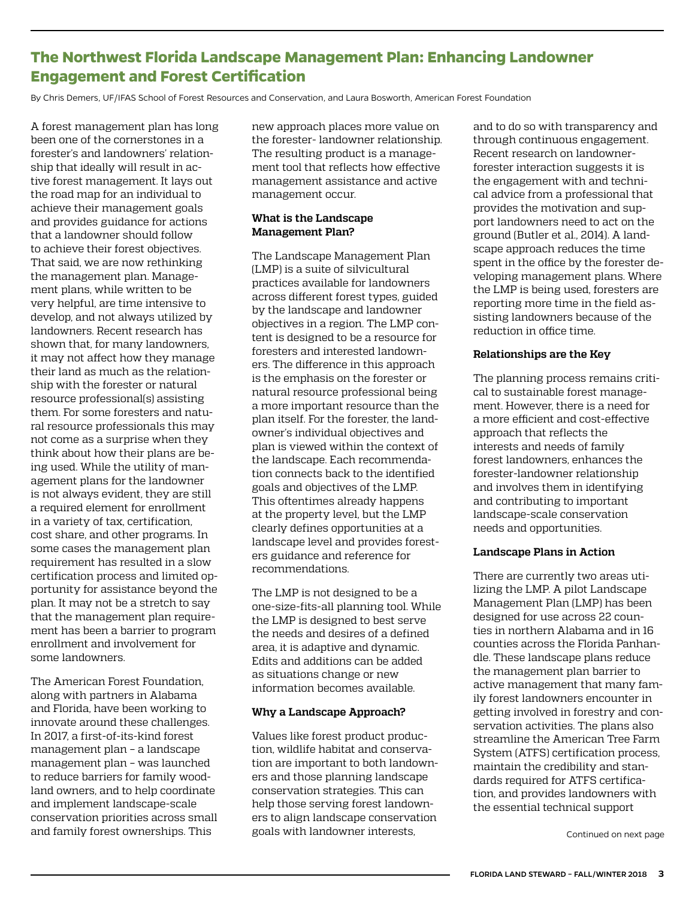## The Northwest Florida Landscape Management Plan: Enhancing Landowner Engagement and Forest Certification

By Chris Demers, UF/IFAS School of Forest Resources and Conservation, and Laura Bosworth, American Forest Foundation

A forest management plan has long been one of the cornerstones in a forester's and landowners' relationship that ideally will result in active forest management. It lays out the road map for an individual to achieve their management goals and provides guidance for actions that a landowner should follow to achieve their forest objectives. That said, we are now rethinking the management plan. Management plans, while written to be very helpful, are time intensive to develop, and not always utilized by landowners. Recent research has shown that, for many landowners, it may not affect how they manage their land as much as the relationship with the forester or natural resource professional(s) assisting them. For some foresters and natural resource professionals this may not come as a surprise when they think about how their plans are being used. While the utility of management plans for the landowner is not always evident, they are still a required element for enrollment in a variety of tax, certification, cost share, and other programs. In some cases the management plan requirement has resulted in a slow certification process and limited opportunity for assistance beyond the plan. It may not be a stretch to say that the management plan requirement has been a barrier to program enrollment and involvement for some landowners.

The American Forest Foundation, along with partners in Alabama and Florida, have been working to innovate around these challenges. In 2017, a first-of-its-kind forest management plan – a landscape management plan – was launched to reduce barriers for family woodland owners, and to help coordinate and implement landscape-scale conservation priorities across small and family forest ownerships. This new approach places more value on the forester- landowner relationship. The resulting product is a management tool that reflects how effective management assistance and active management occur.

### What is the Landscape Management Plan?

The Landscape Management Plan (LMP) is a suite of silvicultural practices available for landowners across different forest types, guided by the landscape and landowner objectives in a region. The LMP content is designed to be a resource for foresters and interested landowners. The difference in this approach is the emphasis on the forester or natural resource professional being a more important resource than the plan itself. For the forester, the landowner's individual objectives and plan is viewed within the context of the landscape. Each recommendation connects back to the identified goals and objectives of the LMP. This oftentimes already happens at the property level, but the LMP clearly defines opportunities at a landscape level and provides foresters guidance and reference for recommendations.

The LMP is not designed to be a one-size-fits-all planning tool. While the LMP is designed to best serve the needs and desires of a defined area, it is adaptive and dynamic. Edits and additions can be added as situations change or new information becomes available.

### Why a Landscape Approach?

Values like forest product production, wildlife habitat and conservation are important to both landowners and those planning landscape conservation strategies. This can help those serving forest landowners to align landscape conservation goals with landowner interests, and to do so with transparency and through continuous engagement. Recent research on landowner-forester interaction suggests it is the engagement with and technical advice from a professional that provides the motivation and support landowners need to act on the ground (Butler et al., 2014). A landscape approach reduces the time spent in the office by the forester developing management plans. Where the LMP is being used, foresters are reporting more time in the field assisting landowners because of the reduction in office time.

### Relationships are the Key

The planning process remains critical to sustainable forest management. However, there is a need for a more efficient and cost-effective approach that reflects the interests and needs of family forest landowners, enhances the forester-landowner relationship and involves them in identifying and contributing to important landscape-scale conservation needs and opportunities.

### Landscape Plans in Action

There are currently two areas utilizing the LMP. A pilot Landscape Management Plan (LMP) has been designed for use across 22 counties in northern Alabama and in 16 counties across the Florida Panhandle. These landscape plans reduce the management plan barrier to active management that many family forest landowners encounter in getting involved in forestry and conservation activities. The plans also streamline the American Tree Farm System (ATFS) certification process, maintain the credibility and standards required for ATFS certification, and provides landowners with the essential technical support

Continued on next page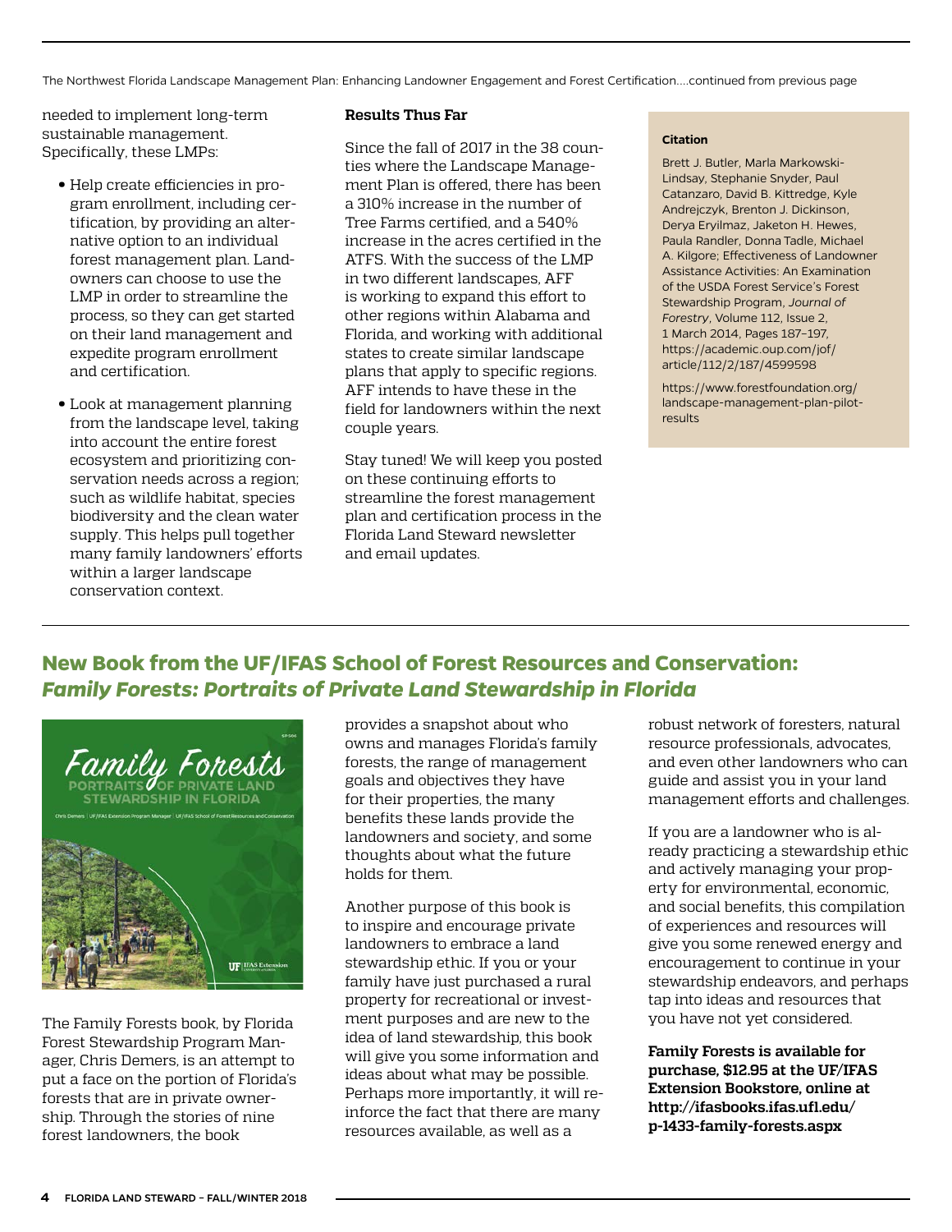The Northwest Florida Landscape Management Plan: Enhancing Landowner Engagement and Forest Certification....continued from previous page

needed to implement long-term sustainable management. Specifically, these LMPs:

- Help create efficiencies in program enrollment, including certification, by providing an alternative option to an individual forest management plan. Landowners can choose to use the LMP in order to streamline the process, so they can get started on their land management and expedite program enrollment and certification.
- Look at management planning from the landscape level, taking into account the entire forest ecosystem and prioritizing conservation needs across a region; such as wildlife habitat, species biodiversity and the clean water supply. This helps pull together many family landowners' efforts within a larger landscape conservation context.

**Results Thus Far**

Since the fall of 2017 in the 38 counties where the Landscape Management Plan is offered, there has been a 310% increase in the number of Tree Farms certified, and a 540% increase in the acres certified in the ATFS. With the success of the LMP in two different landscapes, AFF is working to expand this effort to other regions within Alabama and Florida, and working with additional states to create similar landscape plans that apply to specific regions. AFF intends to have these in the field for landowners within the next couple years.

Stay tuned! We will keep you posted on these continuing efforts to streamline the forest management plan and certification process in the Florida Land Steward newsletter and email updates.

**Citation**

Brett J. Butler, Marla Markowski-Lindsay, Stephanie Snyder, Paul Catanzaro, David B. Kittredge, Kyle Andrejczyk, Brenton J. Dickinson, Derya Eryilmaz, Jaketon H. Hewes, Paula Randler, Donna Tadle, Michael A. Kilgore; Effectiveness of Landowner Assistance Activities: An Examination of the USDA Forest Service's Forest Stewardship Program, *Journal of Forestry*, Volume 112, Issue 2, 1 March 2014, Pages 187–197, https://academic.oup.com/jof/article/112/2/187/4599598

https://www.forestfoundation.org/landscape-management-plan-pilot-results

## New Book from the UF/IFAS School of Forest Resources and Conservation: *Family Forests: Portraits of Private Land Stewardship in Florida*

The Family Forests book, by Florida Forest Stewardship Program Manager, Chris Demers, is an attempt to put a face on the portion of Florida's forests that are in private ownership. Through the stories of nine forest landowners, the book provides a snapshot about who owns and manages Florida's family forests, the range of management goals and objectives they have for their properties, the many benefits these lands provide the landowners and society, and some thoughts about what the future holds for them.

Another purpose of this book is to inspire and encourage private landowners to embrace a land stewardship ethic. If you or your family have just purchased a rural property for recreational or investment purposes and are new to the idea of land stewardship, this book will give you some information and ideas about what may be possible. Perhaps more importantly, it will reinforce the fact that there are many resources available, as well as a robust network of foresters, natural resource professionals, advocates, and even other landowners who can guide and assist you in your land management efforts and challenges.

If you are a landowner who is already practicing a stewardship ethic and actively managing your property for environmental, economic, and social benefits, this compilation of experiences and resources will give you some renewed energy and encouragement to continue in your stewardship endeavors, and perhaps tap into ideas and resources that you have not yet considered.

**Family Forests is available for purchase, $12.95 at the UF/IFAS Extension Bookstore, online at http://ifasbooks.ifas.ufl.edu/p-1433-family-forests.aspx**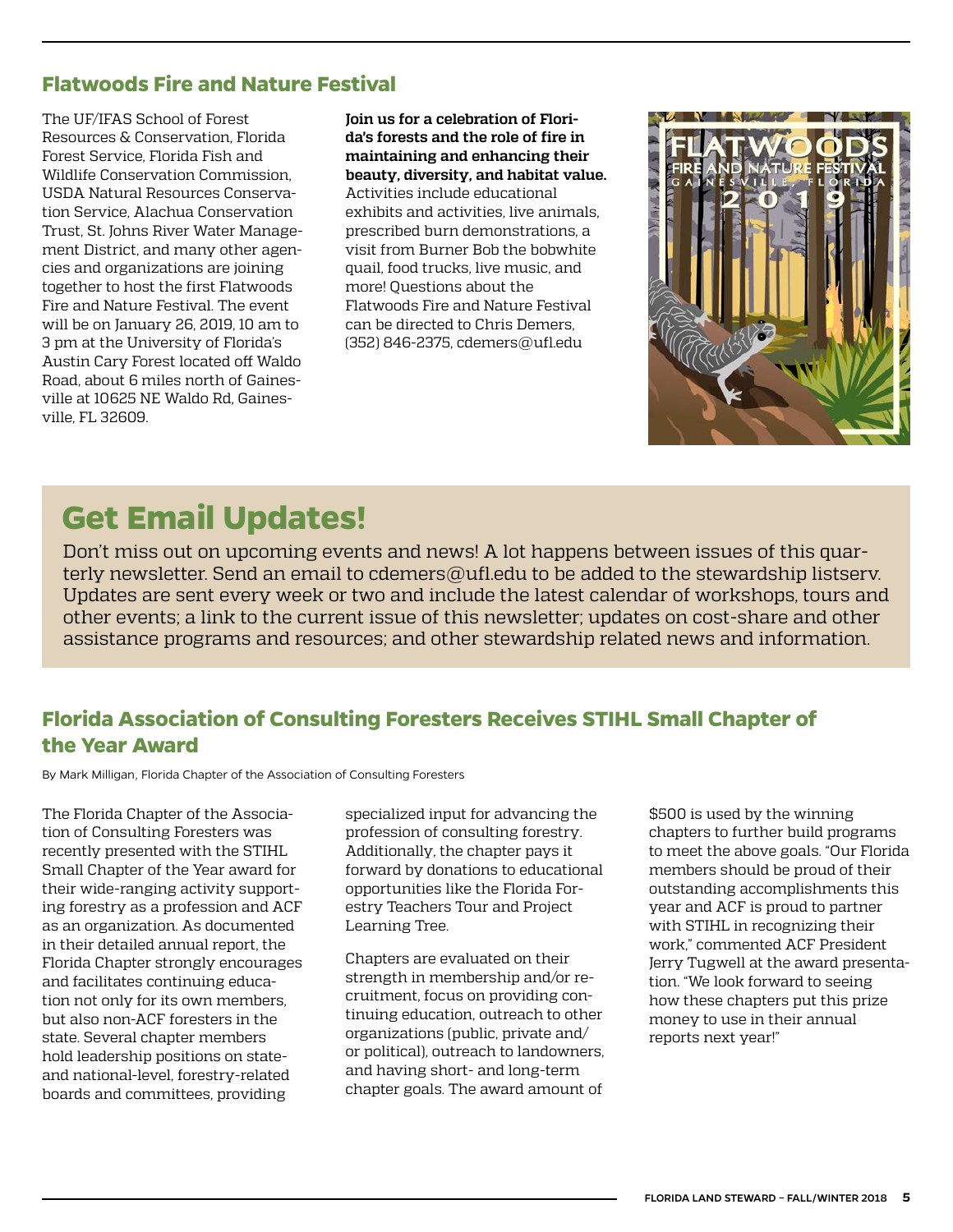## Flatwoods Fire and Nature Festival

The UF/IFAS School of Forest Resources & Conservation, Florida Forest Service, Florida Fish and Wildlife Conservation Commission, USDA Natural Resources Conservation Service, Alachua Conservation Trust, St. Johns River Water Management District, and many other agencies and organizations are joining together to host the first Flatwoods Fire and Nature Festival. The event will be on January 26, 2019, 10 am to 3 pm at the University of Florida's Austin Cary Forest located off Waldo Road, about 6 miles north of Gainesville at 10625 NE Waldo Rd, Gainesville, FL 32609.

**Join us for a celebration of Florida's forests and the role of fire in maintaining and enhancing their beauty, diversity, and habitat value.** Activities include educational exhibits and activities, live animals, prescribed burn demonstrations, a visit from Burner Bob the bobwhite quail, food trucks, live music, and more! Questions about the Flatwoods Fire and Nature Festival can be directed to Chris Demers, (352) 846-2375, cdemers@ufl.edu

# Get Email Updates!

Don't miss out on upcoming events and news! A lot happens between issues of this quarterly newsletter. Send an email to cdemers@ufl.edu to be added to the stewardship listserv. Updates are sent every week or two and include the latest calendar of workshops, tours and other events; a link to the current issue of this newsletter; updates on cost-share and other assistance programs and resources; and other stewardship related news and information.

## Florida Association of Consulting Foresters Receives STIHL Small Chapter of the Year Award

By Mark Milligan, Florida Chapter of the Association of Consulting Foresters

The Florida Chapter of the Association of Consulting Foresters was recently presented with the STIHL Small Chapter of the Year award for their wide-ranging activity supporting forestry as a profession and ACF as an organization. As documented in their detailed annual report, the Florida Chapter strongly encourages and facilitates continuing education not only for its own members, but also non-ACF foresters in the state. Several chapter members hold leadership positions on state- and national-level, forestry-related boards and committees, providing specialized input for advancing the profession of consulting forestry. Additionally, the chapter pays it forward by donations to educational opportunities like the Florida Forestry Teachers Tour and Project Learning Tree.

Chapters are evaluated on their strength in membership and/or recruitment, focus on providing continuing education, outreach to other organizations (public, private and/or political), outreach to landowners, and having short- and long-term chapter goals. The award amount of $500 is used by the winning chapters to further build programs to meet the above goals. "Our Florida members should be proud of their outstanding accomplishments this year and ACF is proud to partner with STIHL in recognizing their work," commented ACF President Jerry Tugwell at the award presentation. "We look forward to seeing how these chapters put this prize money to use in their annual reports next year!"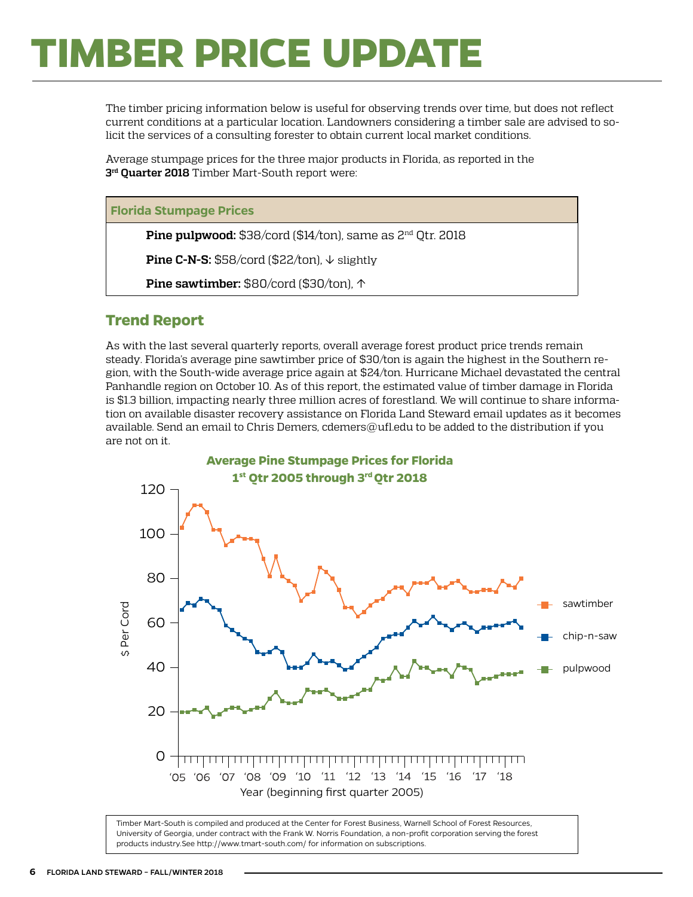# TIMBER PRICE UPDATE

The timber pricing information below is useful for observing trends over time, but does not reflect current conditions at a particular location. Landowners considering a timber sale are advised to solicit the services of a consulting forester to obtain current local market conditions.

Average stumpage prices for the three major products in Florida, as reported in the **3rd Quarter 2018** Timber Mart-South report were:

| Florida Stumpage Prices |
| --- |
| **Pine pulpwood:** $38/cord ($14/ton), same as 2nd Qtr. 2018 |
| **Pine C-N-S:** $58/cord ($22/ton), ↓ slightly |
| **Pine sawtimber:** $80/cord ($30/ton), ↑ |

## Trend Report

As with the last several quarterly reports, overall average forest product price trends remain steady. Florida's average pine sawtimber price of $30/ton is again the highest in the Southern region, with the South-wide average price again at $24/ton. Hurricane Michael devastated the central Panhandle region on October 10. As of this report, the estimated value of timber damage in Florida is $1.3 billion, impacting nearly three million acres of forestland. We will continue to share information on available disaster recovery assistance on Florida Land Steward email updates as it becomes available. Send an email to Chris Demers, cdemers@ufl.edu to be added to the distribution if you are not on it.

**Average Pine Stumpage Prices for Florida**
**1st Qtr 2005 through 3rd Qtr 2018**

(Chart: $ Per Cord, 0–120, by Year (beginning first quarter 2005), '05–'18; series: sawtimber, chip-n-saw, pulpwood)

Timber Mart-South is compiled and produced at the Center for Forest Business, Warnell School of Forest Resources, University of Georgia, under contract with the Frank W. Norris Foundation, a non-profit corporation serving the forest products industry.See http://www.tmart-south.com/ for information on subscriptions.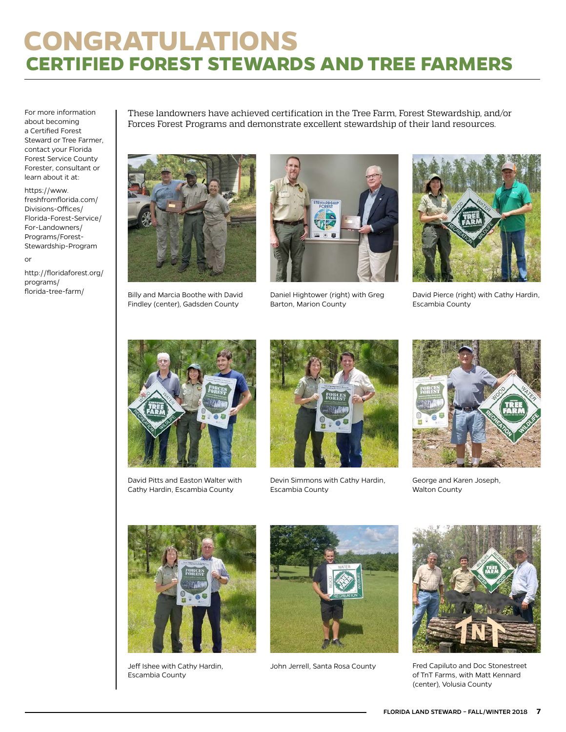# CONGRATULATIONS

## CERTIFIED FOREST STEWARDS AND TREE FARMERS

For more information about becoming a Certified Forest Steward or Tree Farmer, contact your Florida Forest Service County Forester, consultant or learn about it at:

https://www.freshfromflorida.com/Divisions-Offices/Florida-Forest-Service/For-Landowners/Programs/Forest-Stewardship-Program

or

http://floridaforest.org/programs/florida-tree-farm/

These landowners have achieved certification in the Tree Farm, Forest Stewardship, and/or Forces Forest Programs and demonstrate excellent stewardship of their land resources.

Billy and Marcia Boothe with David Findley (center), Gadsden County

Daniel Hightower (right) with Greg Barton, Marion County

David Pierce (right) with Cathy Hardin, Escambia County

David Pitts and Easton Walter with Cathy Hardin, Escambia County

Devin Simmons with Cathy Hardin, Escambia County

George and Karen Joseph, Walton County

Jeff Ishee with Cathy Hardin, Escambia County

John Jerrell, Santa Rosa County

Fred Capiluto and Doc Stonestreet of TnT Farms, with Matt Kennard (center), Volusia County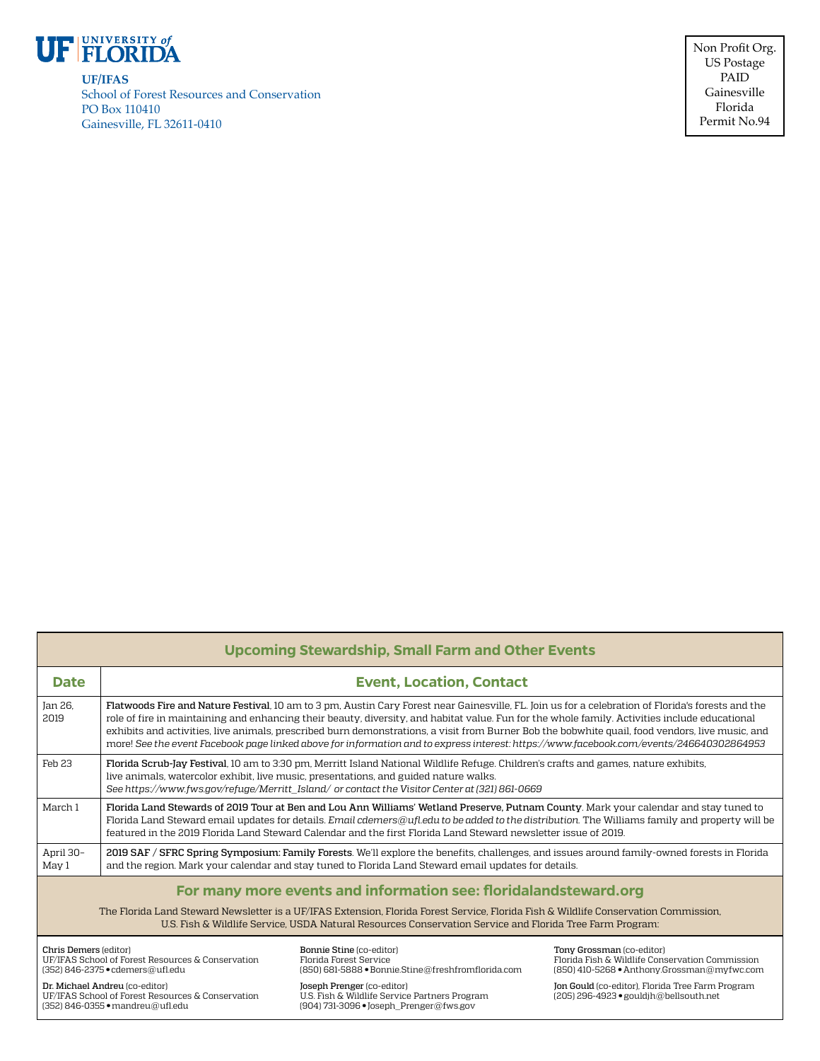UF | UNIVERSITY of FLORIDA

**UF/IFAS**
School of Forest Resources and Conservation
PO Box 110410
Gainesville, FL 32611-0410

Non Profit Org.
US Postage
PAID
Gainesville
Florida
Permit No.94

## Upcoming Stewardship, Small Farm and Other Events

| Date | Event, Location, Contact |
|---|---|
| Jan 26, 2019 | **Flatwoods Fire and Nature Festival**, 10 am to 3 pm, Austin Cary Forest near Gainesville, FL. Join us for a celebration of Florida's forests and the role of fire in maintaining and enhancing their beauty, diversity, and habitat value. Fun for the whole family. Activities include educational exhibits and activities, live animals, prescribed burn demonstrations, a visit from Burner Bob the bobwhite quail, food vendors, live music, and more! *See the event Facebook page linked above for information and to express interest: https://www.facebook.com/events/246640302864953* |
| Feb 23 | **Florida Scrub-Jay Festival**, 10 am to 3:30 pm, Merritt Island National Wildlife Refuge. Children's crafts and games, nature exhibits, live animals, watercolor exhibit, live music, presentations, and guided nature walks. *See https://www.fws.gov/refuge/Merritt_Island/ or contact the Visitor Center at (321) 861-0669* |
| March 1 | **Florida Land Stewards of 2019 Tour at Ben and Lou Ann Williams' Wetland Preserve, Putnam County**. Mark your calendar and stay tuned to Florida Land Steward email updates for details. *Email cdemers@ufl.edu to be added to the distribution.* The Williams family and property will be featured in the 2019 Florida Land Steward Calendar and the first Florida Land Steward newsletter issue of 2019. |
| April 30–May 1 | **2019 SAF / SFRC Spring Symposium: Family Forests**. We'll explore the benefits, challenges, and issues around family-owned forests in Florida and the region. Mark your calendar and stay tuned to Florida Land Steward email updates for details. |

**For many more events and information see: floridalandsteward.org**

The Florida Land Steward Newsletter is a UF/IFAS Extension, Florida Forest Service, Florida Fish & Wildlife Conservation Commission, U.S. Fish & Wildlife Service, USDA Natural Resources Conservation Service and Florida Tree Farm Program:

**Chris Demers** (editor)
UF/IFAS School of Forest Resources & Conservation
(352) 846-2375 • cdemers@ufl.edu

**Dr. Michael Andreu** (co-editor)
UF/IFAS School of Forest Resources & Conservation
(352) 846-0355 • mandreu@ufl.edu

**Bonnie Stine** (co-editor)
Florida Forest Service
(850) 681-5888 • Bonnie.Stine@freshfromflorida.com

**Joseph Prenger** (co-editor)
U.S. Fish & Wildlife Service Partners Program
(904) 731-3096 • Joseph_Prenger@fws.gov

**Tony Grossman** (co-editor)
Florida Fish & Wildlife Conservation Commission
(850) 410-5268 • Anthony.Grossman@myfwc.com

**Jon Gould** (co-editor), Florida Tree Farm Program
(205) 296-4923 • gouldjh@bellsouth.net